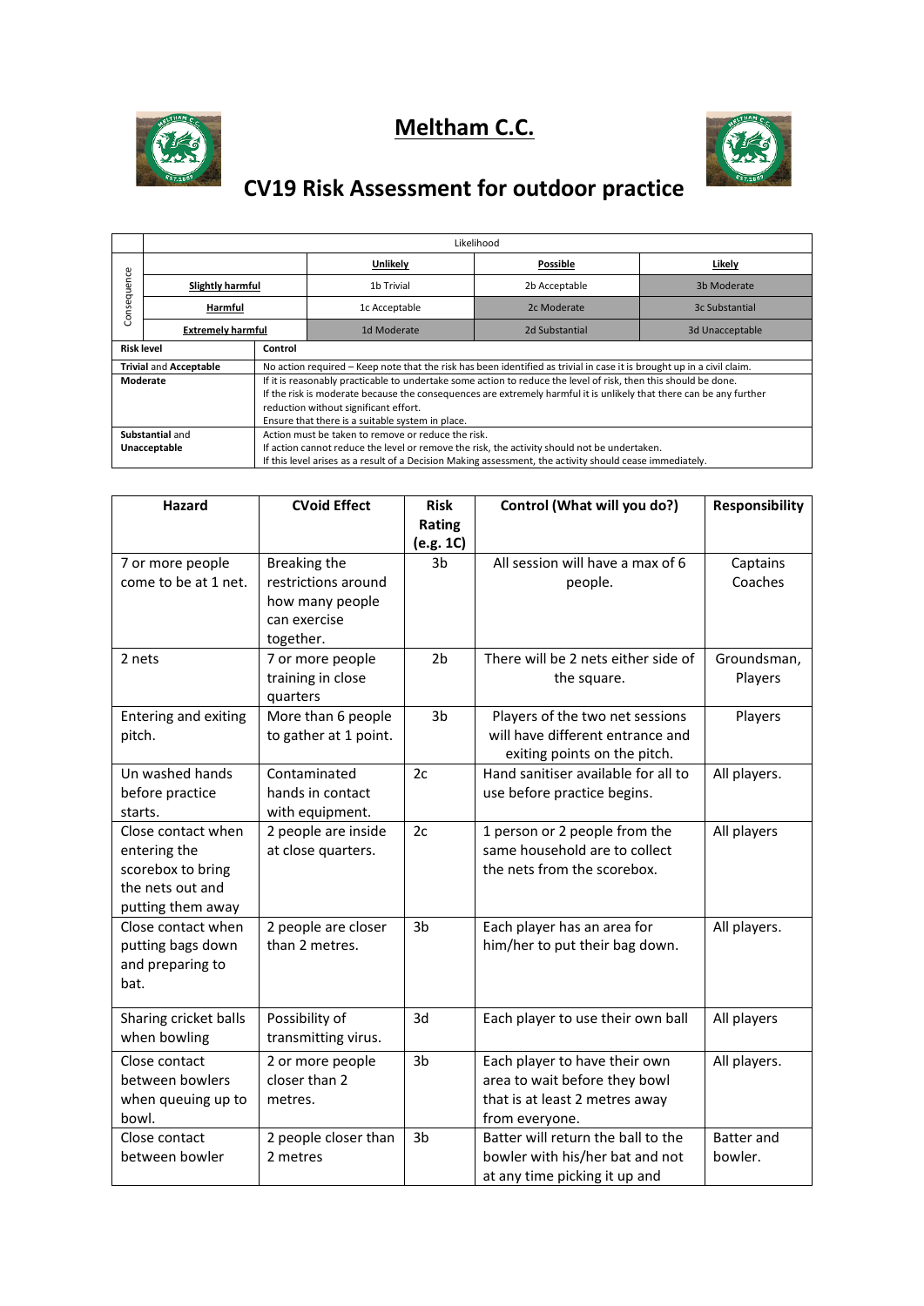# Meltham C.C.

# CV19 Risk Assessment for outdoor practice

| | | Likelihood | | |
|---|---|---|---|---|
| Consequence | | **Unlikely** | **Possible** | **Likely** |
| | **Slightly harmful** | 1b Trivial | 2b Acceptable | 3b Moderate |
| | **Harmful** | 1c Acceptable | 2c Moderate | 3c Substantial |
| | **Extremely harmful** | 1d Moderate | 2d Substantial | 3d Unacceptable |

| Risk level | Control |
|---|---|
| **Trivial** and **Acceptable** | No action required – Keep note that the risk has been identified as trivial in case it is brought up in a civil claim. |
| **Moderate** | If it is reasonably practicable to undertake some action to reduce the level of risk, then this should be done. If the risk is moderate because the consequences are extremely harmful it is unlikely that there can be any further reduction without significant effort. Ensure that there is a suitable system in place. |
| **Substantial** and **Unacceptable** | Action must be taken to remove or reduce the risk. If action cannot reduce the level or remove the risk, the activity should not be undertaken. If this level arises as a result of a Decision Making assessment, the activity should cease immediately. |

| Hazard | CVoid Effect | Risk Rating (e.g. 1C) | Control (What will you do?) | Responsibility |
|---|---|---|---|---|
| 7 or more people come to be at 1 net. | Breaking the restrictions around how many people can exercise together. | 3b | All session will have a max of 6 people. | Captains Coaches |
| 2 nets | 7 or more people training in close quarters | 2b | There will be 2 nets either side of the square. | Groundsman, Players |
| Entering and exiting pitch. | More than 6 people to gather at 1 point. | 3b | Players of the two net sessions will have different entrance and exiting points on the pitch. | Players |
| Un washed hands before practice starts. | Contaminated hands in contact with equipment. | 2c | Hand sanitiser available for all to use before practice begins. | All players. |
| Close contact when entering the scorebox to bring the nets out and putting them away | 2 people are inside at close quarters. | 2c | 1 person or 2 people from the same household are to collect the nets from the scorebox. | All players |
| Close contact when putting bags down and preparing to bat. | 2 people are closer than 2 metres. | 3b | Each player has an area for him/her to put their bag down. | All players. |
| Sharing cricket balls when bowling | Possibility of transmitting virus. | 3d | Each player to use their own ball | All players |
| Close contact between bowlers when queuing up to bowl. | 2 or more people closer than 2 metres. | 3b | Each player to have their own area to wait before they bowl that is at least 2 metres away from everyone. | All players. |
| Close contact between bowler | 2 people closer than 2 metres | 3b | Batter will return the ball to the bowler with his/her bat and not at any time picking it up and | Batter and bowler. |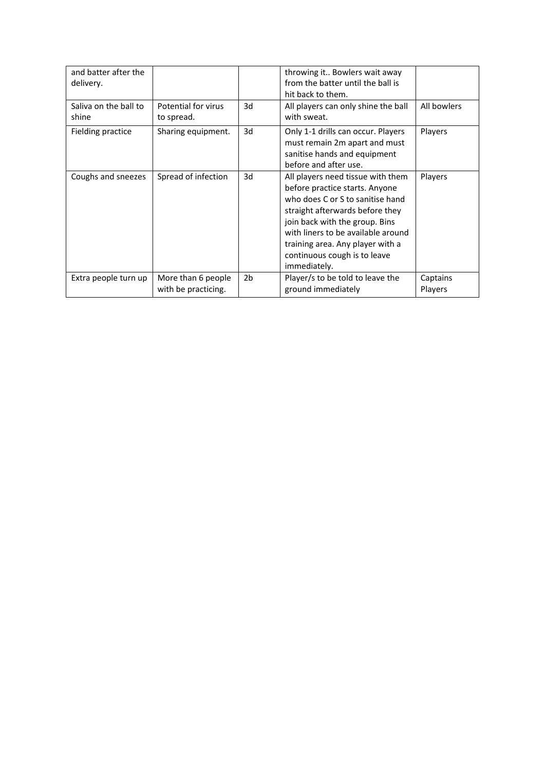| | | | | |
|---|---|---|---|---|
| and batter after the delivery. | | | throwing it.. Bowlers wait away from the batter until the ball is hit back to them. | |
| Saliva on the ball to shine | Potential for virus to spread. | 3d | All players can only shine the ball with sweat. | All bowlers |
| Fielding practice | Sharing equipment. | 3d | Only 1-1 drills can occur. Players must remain 2m apart and must sanitise hands and equipment before and after use. | Players |
| Coughs and sneezes | Spread of infection | 3d | All players need tissue with them before practice starts. Anyone who does C or S to sanitise hand straight afterwards before they join back with the group. Bins with liners to be available around training area. Any player with a continuous cough is to leave immediately. | Players |
| Extra people turn up | More than 6 people with be practicing. | 2b | Player/s to be told to leave the ground immediately | Captains Players |